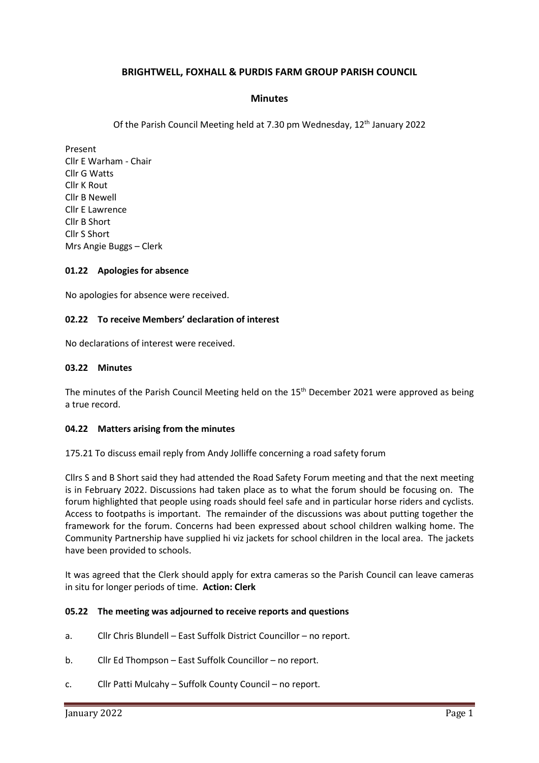# BRIGHTWELL, FOXHALL & PURDIS FARM GROUP PARISH COUNCIL

## Minutes

Of the Parish Council Meeting held at 7.30 pm Wednesday, 12th January 2022

Present
Cllr E Warham - Chair
Cllr G Watts
Cllr K Rout
Cllr B Newell
Cllr E Lawrence
Cllr B Short
Cllr S Short
Mrs Angie Buggs – Clerk

### 01.22 Apologies for absence

No apologies for absence were received.

### 02.22 To receive Members' declaration of interest

No declarations of interest were received.

### 03.22 Minutes

The minutes of the Parish Council Meeting held on the 15th December 2021 were approved as being a true record.

### 04.22 Matters arising from the minutes

175.21 To discuss email reply from Andy Jolliffe concerning a road safety forum

Cllrs S and B Short said they had attended the Road Safety Forum meeting and that the next meeting is in February 2022. Discussions had taken place as to what the forum should be focusing on. The forum highlighted that people using roads should feel safe and in particular horse riders and cyclists. Access to footpaths is important. The remainder of the discussions was about putting together the framework for the forum. Concerns had been expressed about school children walking home. The Community Partnership have supplied hi viz jackets for school children in the local area. The jackets have been provided to schools.

It was agreed that the Clerk should apply for extra cameras so the Parish Council can leave cameras in situ for longer periods of time. **Action: Clerk**

### 05.22 The meeting was adjourned to receive reports and questions

a. Cllr Chris Blundell – East Suffolk District Councillor – no report.

b. Cllr Ed Thompson – East Suffolk Councillor – no report.

c. Cllr Patti Mulcahy – Suffolk County Council – no report.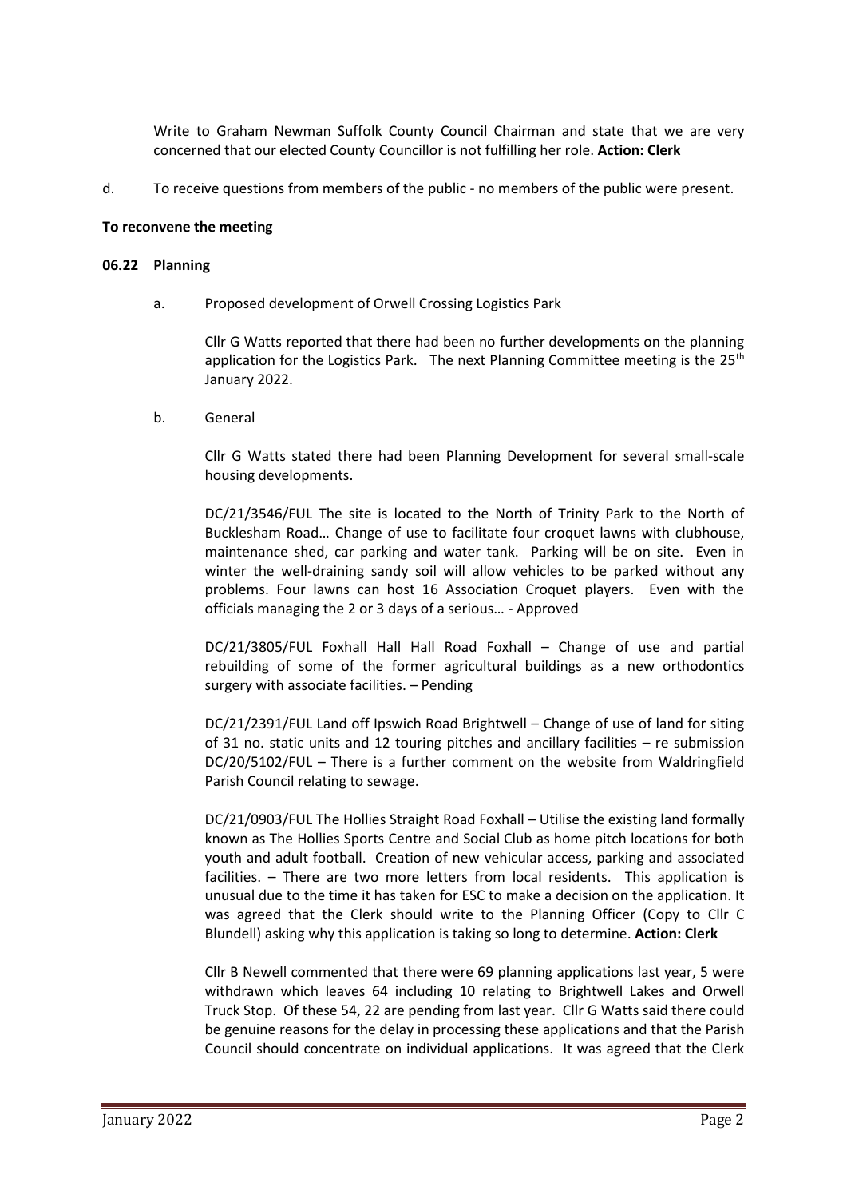Write to Graham Newman Suffolk County Council Chairman and state that we are very concerned that our elected County Councillor is not fulfilling her role. **Action: Clerk**

d. To receive questions from members of the public - no members of the public were present.

**To reconvene the meeting**

**06.22 Planning**

a. Proposed development of Orwell Crossing Logistics Park

Cllr G Watts reported that there had been no further developments on the planning application for the Logistics Park. The next Planning Committee meeting is the 25th January 2022.

b. General

Cllr G Watts stated there had been Planning Development for several small-scale housing developments.

DC/21/3546/FUL The site is located to the North of Trinity Park to the North of Bucklesham Road… Change of use to facilitate four croquet lawns with clubhouse, maintenance shed, car parking and water tank. Parking will be on site. Even in winter the well-draining sandy soil will allow vehicles to be parked without any problems. Four lawns can host 16 Association Croquet players. Even with the officials managing the 2 or 3 days of a serious… - Approved

DC/21/3805/FUL Foxhall Hall Hall Road Foxhall – Change of use and partial rebuilding of some of the former agricultural buildings as a new orthodontics surgery with associate facilities. – Pending

DC/21/2391/FUL Land off Ipswich Road Brightwell – Change of use of land for siting of 31 no. static units and 12 touring pitches and ancillary facilities – re submission DC/20/5102/FUL – There is a further comment on the website from Waldringfield Parish Council relating to sewage.

DC/21/0903/FUL The Hollies Straight Road Foxhall – Utilise the existing land formally known as The Hollies Sports Centre and Social Club as home pitch locations for both youth and adult football. Creation of new vehicular access, parking and associated facilities. – There are two more letters from local residents. This application is unusual due to the time it has taken for ESC to make a decision on the application. It was agreed that the Clerk should write to the Planning Officer (Copy to Cllr C Blundell) asking why this application is taking so long to determine. **Action: Clerk**

Cllr B Newell commented that there were 69 planning applications last year, 5 were withdrawn which leaves 64 including 10 relating to Brightwell Lakes and Orwell Truck Stop. Of these 54, 22 are pending from last year. Cllr G Watts said there could be genuine reasons for the delay in processing these applications and that the Parish Council should concentrate on individual applications. It was agreed that the Clerk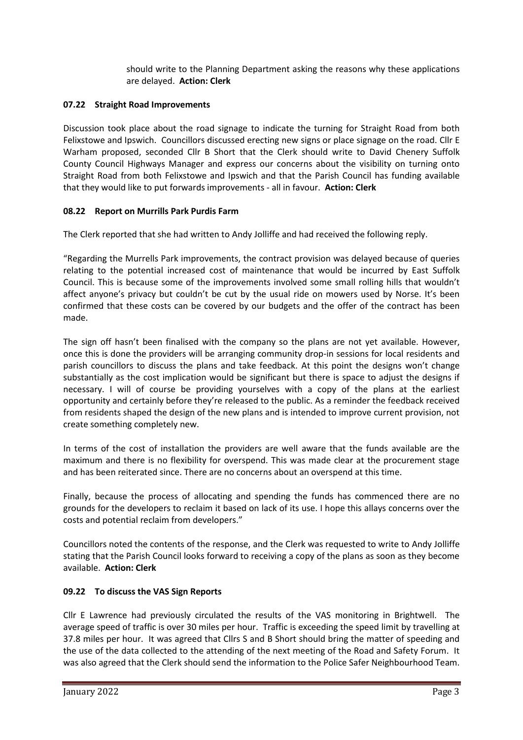should write to the Planning Department asking the reasons why these applications are delayed. **Action: Clerk**

### 07.22 Straight Road Improvements

Discussion took place about the road signage to indicate the turning for Straight Road from both Felixstowe and Ipswich. Councillors discussed erecting new signs or place signage on the road. Cllr E Warham proposed, seconded Cllr B Short that the Clerk should write to David Chenery Suffolk County Council Highways Manager and express our concerns about the visibility on turning onto Straight Road from both Felixstowe and Ipswich and that the Parish Council has funding available that they would like to put forwards improvements - all in favour. **Action: Clerk**

### 08.22 Report on Murrills Park Purdis Farm

The Clerk reported that she had written to Andy Jolliffe and had received the following reply.

"Regarding the Murrells Park improvements, the contract provision was delayed because of queries relating to the potential increased cost of maintenance that would be incurred by East Suffolk Council. This is because some of the improvements involved some small rolling hills that wouldn't affect anyone's privacy but couldn't be cut by the usual ride on mowers used by Norse. It's been confirmed that these costs can be covered by our budgets and the offer of the contract has been made.

The sign off hasn't been finalised with the company so the plans are not yet available. However, once this is done the providers will be arranging community drop-in sessions for local residents and parish councillors to discuss the plans and take feedback. At this point the designs won't change substantially as the cost implication would be significant but there is space to adjust the designs if necessary. I will of course be providing yourselves with a copy of the plans at the earliest opportunity and certainly before they're released to the public. As a reminder the feedback received from residents shaped the design of the new plans and is intended to improve current provision, not create something completely new.

In terms of the cost of installation the providers are well aware that the funds available are the maximum and there is no flexibility for overspend. This was made clear at the procurement stage and has been reiterated since. There are no concerns about an overspend at this time.

Finally, because the process of allocating and spending the funds has commenced there are no grounds for the developers to reclaim it based on lack of its use. I hope this allays concerns over the costs and potential reclaim from developers."

Councillors noted the contents of the response, and the Clerk was requested to write to Andy Jolliffe stating that the Parish Council looks forward to receiving a copy of the plans as soon as they become available. **Action: Clerk**

### 09.22 To discuss the VAS Sign Reports

Cllr E Lawrence had previously circulated the results of the VAS monitoring in Brightwell. The average speed of traffic is over 30 miles per hour. Traffic is exceeding the speed limit by travelling at 37.8 miles per hour. It was agreed that Cllrs S and B Short should bring the matter of speeding and the use of the data collected to the attending of the next meeting of the Road and Safety Forum. It was also agreed that the Clerk should send the information to the Police Safer Neighbourhood Team.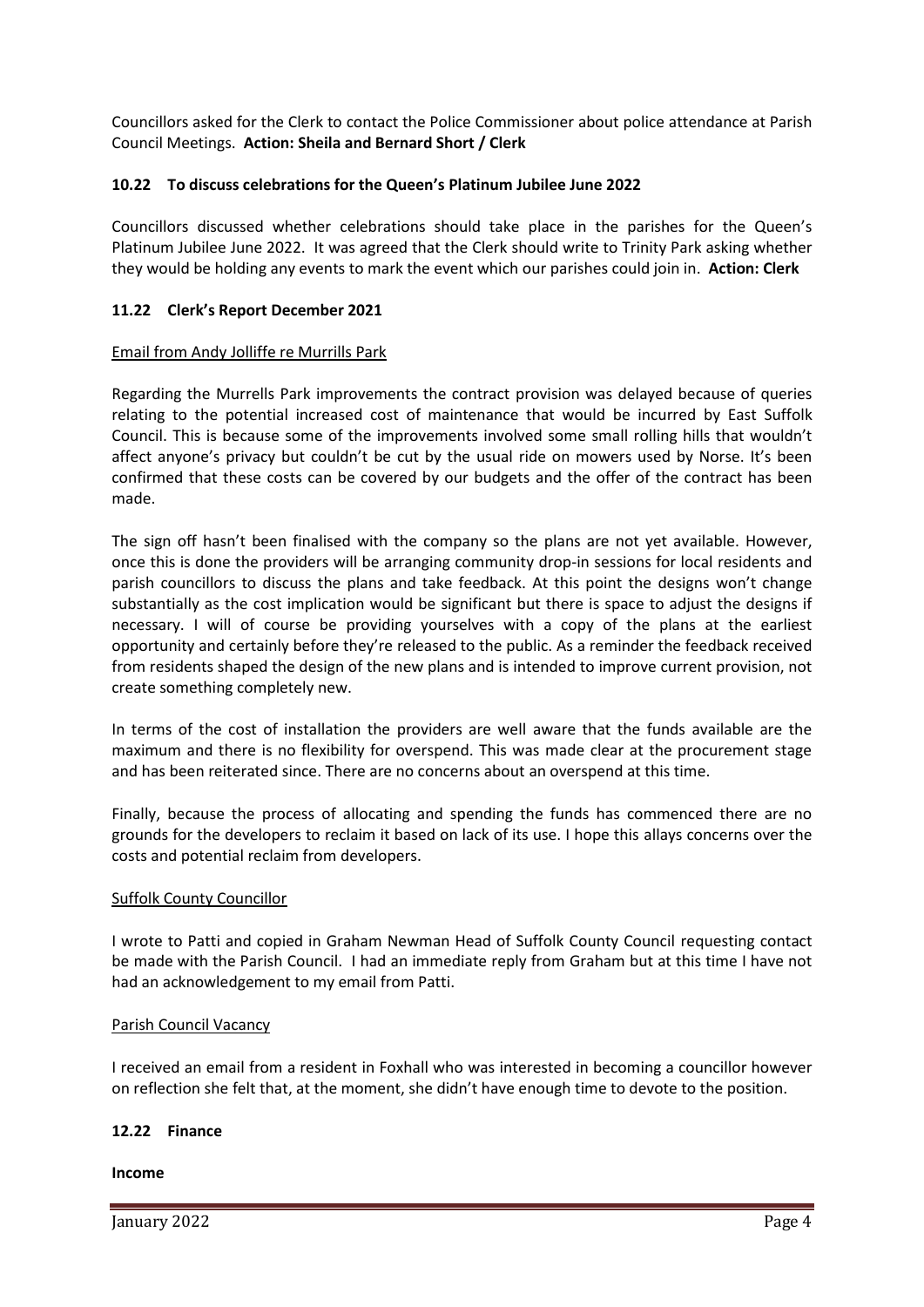Councillors asked for the Clerk to contact the Police Commissioner about police attendance at Parish Council Meetings. **Action: Sheila and Bernard Short / Clerk**

### 10.22 To discuss celebrations for the Queen's Platinum Jubilee June 2022

Councillors discussed whether celebrations should take place in the parishes for the Queen's Platinum Jubilee June 2022. It was agreed that the Clerk should write to Trinity Park asking whether they would be holding any events to mark the event which our parishes could join in. **Action: Clerk**

### 11.22 Clerk's Report December 2021

Email from Andy Jolliffe re Murrills Park

Regarding the Murrells Park improvements the contract provision was delayed because of queries relating to the potential increased cost of maintenance that would be incurred by East Suffolk Council. This is because some of the improvements involved some small rolling hills that wouldn't affect anyone's privacy but couldn't be cut by the usual ride on mowers used by Norse. It's been confirmed that these costs can be covered by our budgets and the offer of the contract has been made.

The sign off hasn't been finalised with the company so the plans are not yet available. However, once this is done the providers will be arranging community drop-in sessions for local residents and parish councillors to discuss the plans and take feedback. At this point the designs won't change substantially as the cost implication would be significant but there is space to adjust the designs if necessary. I will of course be providing yourselves with a copy of the plans at the earliest opportunity and certainly before they're released to the public. As a reminder the feedback received from residents shaped the design of the new plans and is intended to improve current provision, not create something completely new.

In terms of the cost of installation the providers are well aware that the funds available are the maximum and there is no flexibility for overspend. This was made clear at the procurement stage and has been reiterated since. There are no concerns about an overspend at this time.

Finally, because the process of allocating and spending the funds has commenced there are no grounds for the developers to reclaim it based on lack of its use. I hope this allays concerns over the costs and potential reclaim from developers.

Suffolk County Councillor

I wrote to Patti and copied in Graham Newman Head of Suffolk County Council requesting contact be made with the Parish Council. I had an immediate reply from Graham but at this time I have not had an acknowledgement to my email from Patti.

Parish Council Vacancy

I received an email from a resident in Foxhall who was interested in becoming a councillor however on reflection she felt that, at the moment, she didn't have enough time to devote to the position.

### 12.22 Finance

**Income**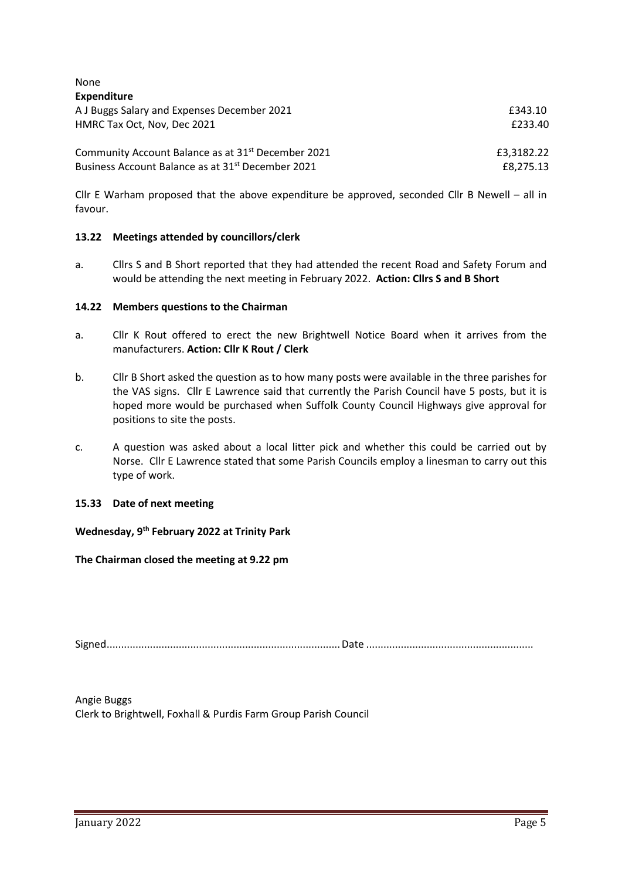None

**Expenditure**

| | |
|---|---|
| A J Buggs Salary and Expenses December 2021 | £343.10 |
| HMRC Tax Oct, Nov, Dec 2021 | £233.40 |
| | |
| Community Account Balance as at 31st December 2021 | £3,3182.22 |
| Business Account Balance as at 31st December 2021 | £8,275.13 |

Cllr E Warham proposed that the above expenditure be approved, seconded Cllr B Newell – all in favour.

**13.22 Meetings attended by councillors/clerk**

a. Cllrs S and B Short reported that they had attended the recent Road and Safety Forum and would be attending the next meeting in February 2022. **Action: Cllrs S and B Short**

**14.22 Members questions to the Chairman**

a. Cllr K Rout offered to erect the new Brightwell Notice Board when it arrives from the manufacturers. **Action: Cllr K Rout / Clerk**

b. Cllr B Short asked the question as to how many posts were available in the three parishes for the VAS signs. Cllr E Lawrence said that currently the Parish Council have 5 posts, but it is hoped more would be purchased when Suffolk County Council Highways give approval for positions to site the posts.

c. A question was asked about a local litter pick and whether this could be carried out by Norse. Cllr E Lawrence stated that some Parish Councils employ a linesman to carry out this type of work.

**15.33 Date of next meeting**

**Wednesday, 9th February 2022 at Trinity Park**

**The Chairman closed the meeting at 9.22 pm**

Signed................................................................................ Date .........................................................

Angie Buggs
Clerk to Brightwell, Foxhall & Purdis Farm Group Parish Council